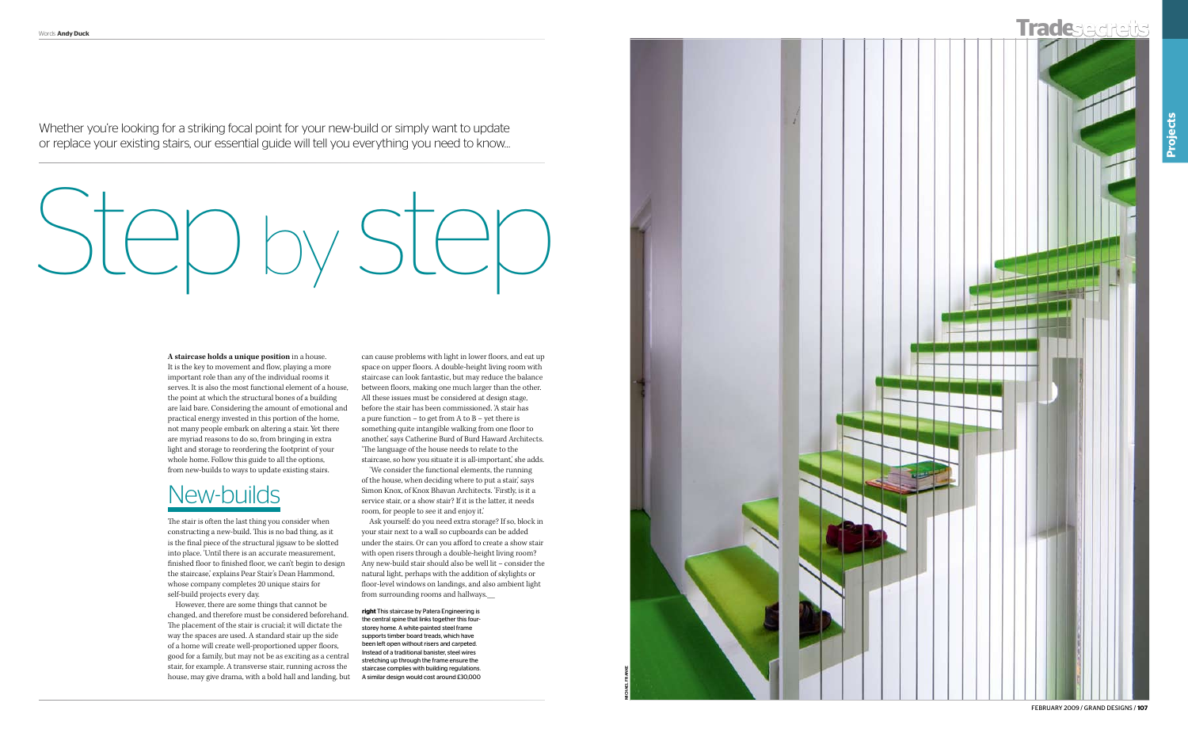Words **Andy Duck**

Whether you're looking for a striking focal point for your new-build or simply want to update or replace your existing stairs, our essential guide will tell you everything you need to know...

# Step by step

**A staircase holds a unique position** in a house. It is the key to movement and flow, playing a more important role than any of the individual rooms it serves. It is also the most functional element of a house, the point at which the structural bones of a building are laid bare. Considering the amount of emotional and practical energy invested in this portion of the home, not many people embark on altering a stair. Yet there are myriad reasons to do so, from bringing in extra light and storage to reordering the footprint of your whole home. Follow this guide to all the options, from new-builds to ways to update existing stairs.

## New-builds

The stair is often the last thing you consider when constructing a new-build. This is no bad thing, as it is the final piece of the structural jigsaw to be slotted into place. 'Until there is an accurate measurement, finished floor to finished floor, we can't begin to design the staircase,' explains Pear Stair's Dean Hammond, whose company completes 20 unique stairs for self-build projects every day.

However, there are some things that cannot be changed, and therefore must be considered beforehand. The placement of the stair is crucial; it will dictate the way the spaces are used. A standard stair up the side of a home will create well-proportioned upper floors, good for a family, but may not be as exciting as a central stair, for example. A transverse stair, running across the house, may give drama, with a bold hall and landing, but can cause problems with light in lower floors, and eat up space on upper floors. A double-height living room with staircase can look fantastic, but may reduce the balance between floors, making one much larger than the other. All these issues must be considered at design stage, before the stair has been commissioned. 'A stair has a pure function – to get from A to B – yet there is something quite intangible walking from one floor to another,' says Catherine Burd of Burd Haward Architects. 'The language of the house needs to relate to the staircase, so how you situate it is all-important,' she adds.

'We consider the functional elements, the running of the house, when deciding where to put a stair,' says Simon Knox, of Knox Bhavan Architects. 'Firstly, is it a service stair, or a show stair? If it is the latter, it needs room, for people to see it and enjoy it.'

Ask yourself: do you need extra storage? If so, block in your stair next to a wall so cupboards can be added under the stairs. Or can you afford to create a show stair with open risers through a double-height living room? Any new-build stair should also be well lit – consider the natural light, perhaps with the addition of skylights or floor-level windows on landings, and also ambient light from surrounding rooms and hallways.

**right** This staircase by Patera Engineering is the central spine that links together this four-storey home. A white-painted steel frame supports timber board treads, which have been left open without risers and carpeted. Instead of a traditional banister, steel wires stretching up through the frame ensure the staircase complies with building regulations. A similar design would cost around £30,000

MICHAEL FRANKE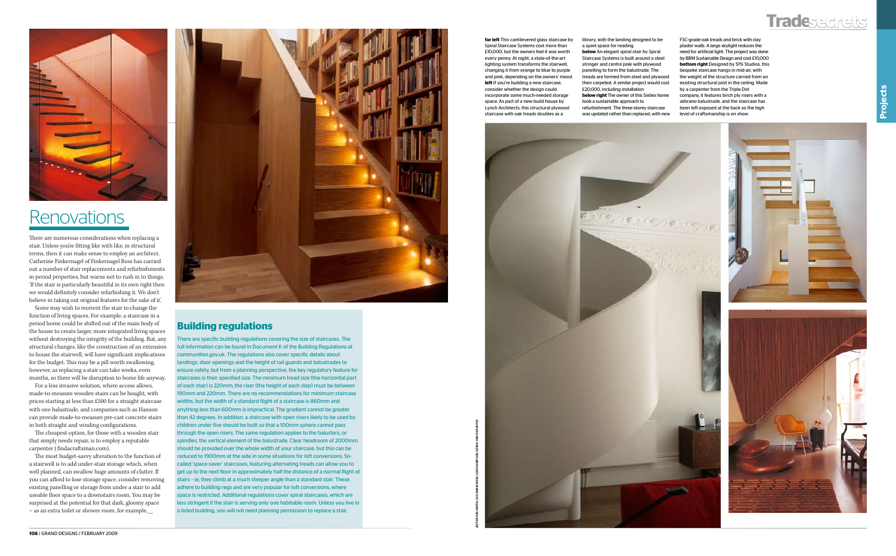# Renovations

There are numerous considerations when replacing a stair. Unless you're fitting like with like, in structural terms, then it can make sense to employ an architect. Catherine Finkernagel of Finkernagel Ross has carried out a number of stair replacements and refurbishments in period properties, but warns not to rush in to things. 'If the stair is particularly beautiful in its own right then we would definitely consider refurbishing it. We don't believe in taking out original features for the sake of it.'

Some may wish to reorient the stair to change the function of living spaces. For example, a staircase in a period home could be shifted out of the main body of the house to create larger, more integrated living spaces without destroying the integrity of the building. But, any structural changes, like the construction of an extension to house the stairwell, will have significant implications for the budget. This may be a pill worth swallowing, however, as replacing a stair can take weeks, even months, so there will be disruption to home life anyway.

For a less invasive solution, where access allows, made-to-measure wooden stairs can be bought, with prices starting at less than £500 for a straight staircase with one balustrade, and companies such as Hanson can provide made-to-measure pre-cast concrete stairs in both straight and winding configurations.

The cheapest option, for those with a wooden stair that simply needs repair, is to employ a reputable carpenter (findacraftsman.com).

The most budget-savvy alteration to the function of a stairwell is to add under-stair storage which, when well planned, can swallow huge amounts of clutter. If you can afford to lose storage space, consider removing existing panelling or storage from under a stair to add useable floor space to a downstairs room. You may be surprised at the potential for that dark, gloomy space – as an extra toilet or shower room, for example.

## Building regulations

There are specific building regulations covering the size of staircases. The full information can be found in Document K of the Building Regulations at communities.gov.uk. The regulations also cover specific details about landings, door openings and the height of rail guards and balustrades to ensure safety, but from a planning perspective, the key regulatory feature for staircases is their specified size. The minimum tread size (the horizontal part of each stair) is 220mm; the riser (the height of each step) must be between 190mm and 220mm. There are no recommendations for minimum staircase widths, but the width of a standard flight of a staircase is 860mm and anything less than 600mm is impractical. The gradient cannot be greater than 42 degrees. In addition, a staircase with open risers likely to be used by children under five should be built so that a 100mm sphere cannot pass through the open risers. The same regulation applies to the balusters, or spindles, the vertical element of the balustrade. Clear headroom of 2000mm should be provided over the whole width of your staircase, but this can be reduced to 1900mm at the side in some situations for loft conversions. So-called 'space-saver' staircases, featuring alternating treads can allow you to get up to the next floor in approximately half the distance of a normal flight of stairs – ie, they climb at a much steeper angle than a standard stair. These adhere to building regs and are very popular for loft conversions, where space is restricted. Additional regulations cover spiral staircases, which are less stringent if the stair is serving only one habitable room. Unless you live in a listed building, you will not need planning permission to replace a stair.

**far left** This cantilevered glass staircase by Spiral Staircase Systems cost more than £10,000, but the owners feel it was worth every penny. At night, a state-of-the-art lighting system transforms the stairwell, changing it from orange to blue to purple and pink, depending on the owners' mood **left** If you're building a new staircase, consider whether the design could incorporate some much-needed storage space. As part of a new-build house by Lynch Architects, this structural plywood staircase with oak treads doubles as a library, with the landing designed to be a quiet space for reading **below** An elegant spiral stair by Spiral Staircase Systems is built around a steel stringer and centre pole with plywood panelling to form the balustrade. The treads are formed from steel and plywood then carpeted. A similar project would cost £20,000, including installation **below right** The owner of this Sixties home took a sustainable approach to refurbishment. The three-storey staircase was updated rather than replaced, with new FSC-grade oak treads and brick with clay plaster walls. A large skylight reduces the need for artificial light. The project was done by BBM Sustainable Design and cost £10,000 **bottom right** Designed by 51% Studios, this bespoke staircase hangs in mid-air, with the weight of the structure carried from an existing structural joist in the ceiling. Made by a carpenter from the Triple Dot company, it features birch ply risers with a zebrano balustrade, and the staircase has been left exposed at the back so the high level of craftsmanship is on show

JEFFERSON SMITH; SUE BARR/VIEW; LEIGH SIMPSON; EDMUND VAN DER WYCK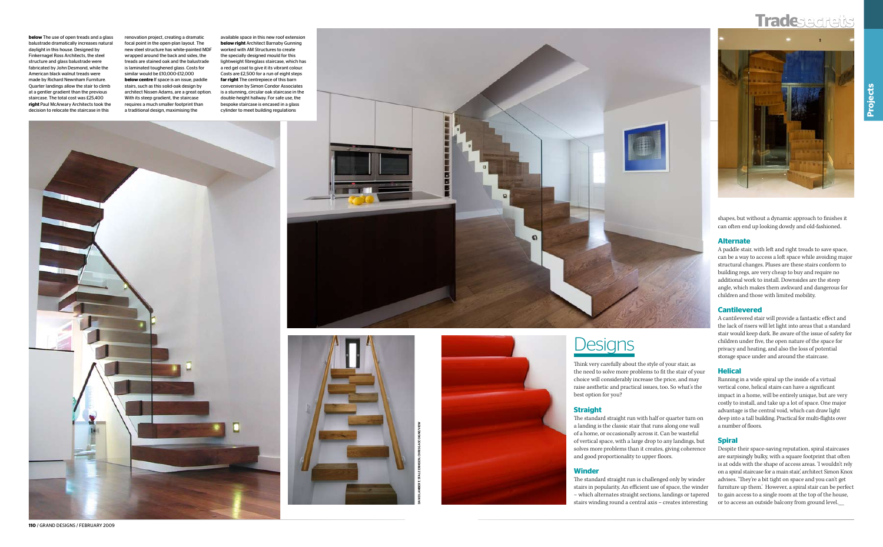**below** The use of open treads and a glass balustrade dramatically increases natural daylight in this house. Designed by Finkernagel Ross Architects, the steel structure and glass balustrade were fabricated by John Desmond, while the American black walnut treads were made by Richard Newnham Furniture. Quarter landings allow the stair to climb at a gentler gradient than the previous staircase. The total cost was £25,400 **right** Paul McAneary Architects took the decision to relocate the staircase in this renovation project, creating a dramatic focal point in the open-plan layout. The new steel structure has white-painted MDF wrapped around the back and sides, the treads are stained oak and the balustrade is laminated toughened glass. Costs for similar would be £10,000-£12,000 **below centre** If space is an issue, paddle stairs, such as this solid-oak design by architect Nissen Adams, are a great option. With its steep gradient, the staircase requires a much smaller footprint than a traditional design, maximising the available space in this new roof extension **below right** Architect Barnaby Gunning worked with AM Structures to create the specially designed mould for this lightweight fibreglass staircase, which has a red gel coat to give it its vibrant colour. Costs are £2,500 for a run of eight steps **far right** The centrepiece of this barn conversion by Simon Condor Associates is a stunning, circular oak staircase in the double-height hallway. For safe use, the bespoke staircase is encased in a glass cylinder to meet building regulations

DAVID LAMBERT; STALE ERIKSEN; CHRIS GASCOIGNE/VIEW

# Designs

Think very carefully about the style of your stair, as the need to solve more problems to fit the stair of your choice will considerably increase the price, and may raise aesthetic and practical issues, too. So what's the best option for you?

### Straight

The standard straight run with half or quarter turn on a landing is the classic stair that runs along one wall of a home, or occasionally across it. Can be wasteful of vertical space, with a large drop to any landings, but solves more problems than it creates, giving coherence and good proportionality to upper floors.

### Winder

The standard straight run is challenged only by winder stairs in popularity. An efficient use of space, the winder – which alternates straight sections, landings or tapered stairs winding round a central axis – creates interesting shapes, but without a dynamic approach to finishes it can often end up looking dowdy and old-fashioned.

### Alternate

A paddle stair, with left and right treads to save space, can be a way to access a loft space while avoiding major structural changes. Pluses are these stairs conform to building regs, are very cheap to buy and require no additional work to install. Downsides are the steep angle, which makes them awkward and dangerous for children and those with limited mobility.

### Cantilevered

A cantilevered stair will provide a fantastic effect and the lack of risers will let light into areas that a standard stair would keep dark. Be aware of the issue of safety for children under five, the open nature of the space for privacy and heating, and also the loss of potential storage space under and around the staircase.

### Helical

Running in a wide spiral up the inside of a virtual vertical cone, helical stairs can have a significant impact in a home, will be entirely unique, but are very costly to install, and take up a lot of space. One major advantage is the central void, which can draw light deep into a tall building. Practical for multi-flights over a number of floors.

### Spiral

Despite their space-saving reputation, spiral staircases are surprisingly bulky, with a square footprint that often is at odds with the shape of access areas. 'I wouldn't rely on a spiral staircase for a main stair,' architect Simon Knox advises. 'They're a bit tight on space and you can't get furniture up them.' However, a spiral stair can be perfect to gain access to a single room at the top of the house, or to access an outside balcony from ground level.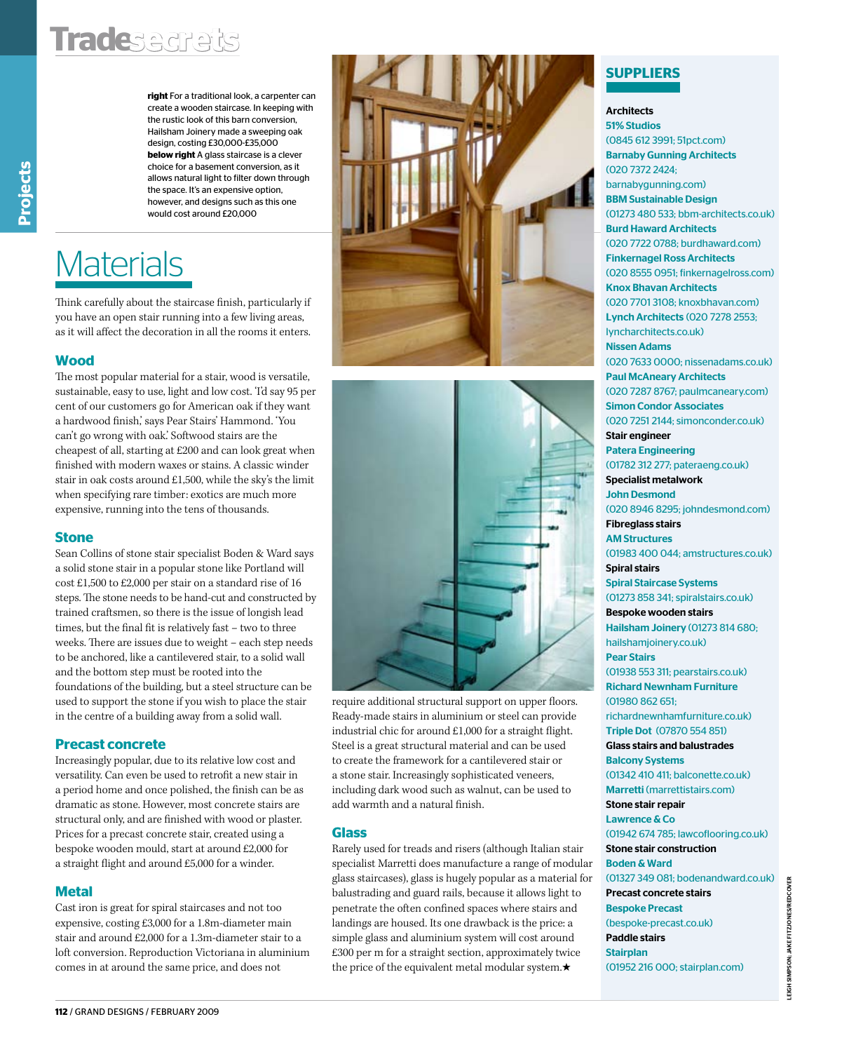**right** For a traditional look, a carpenter can create a wooden staircase. In keeping with the rustic look of this barn conversion, Hailsham Joinery made a sweeping oak design, costing £30,000-£35,000
**below right** A glass staircase is a clever choice for a basement conversion, as it allows natural light to filter down through the space. It's an expensive option, however, and designs such as this one would cost around £20,000

# Materials

Think carefully about the staircase finish, particularly if you have an open stair running into a few living areas, as it will affect the decoration in all the rooms it enters.

### Wood

The most popular material for a stair, wood is versatile, sustainable, easy to use, light and low cost. 'I'd say 95 per cent of our customers go for American oak if they want a hardwood finish,' says Pear Stairs' Hammond. 'You can't go wrong with oak.' Softwood stairs are the cheapest of all, starting at £200 and can look great when finished with modern waxes or stains. A classic winder stair in oak costs around £1,500, while the sky's the limit when specifying rare timber: exotics are much more expensive, running into the tens of thousands.

### Stone

Sean Collins of stone stair specialist Boden & Ward says a solid stone stair in a popular stone like Portland will cost £1,500 to £2,000 per stair on a standard rise of 16 steps. The stone needs to be hand-cut and constructed by trained craftsmen, so there is the issue of longish lead times, but the final fit is relatively fast – two to three weeks. There are issues due to weight – each step needs to be anchored, like a cantilevered stair, to a solid wall and the bottom step must be rooted into the foundations of the building, but a steel structure can be used to support the stone if you wish to place the stair in the centre of a building away from a solid wall.

### Precast concrete

Increasingly popular, due to its relative low cost and versatility. Can even be used to retrofit a new stair in a period home and once polished, the finish can be as dramatic as stone. However, most concrete stairs are structural only, and are finished with wood or plaster. Prices for a precast concrete stair, created using a bespoke wooden mould, start at around £2,000 for a straight flight and around £5,000 for a winder.

### Metal

Cast iron is great for spiral staircases and not too expensive, costing £3,000 for a 1.8m-diameter main stair and around £2,000 for a 1.3m-diameter stair to a loft conversion. Reproduction Victoriana in aluminium comes in at around the same price, and does not require additional structural support on upper floors. Ready-made stairs in aluminium or steel can provide industrial chic for around £1,000 for a straight flight. Steel is a great structural material and can be used to create the framework for a cantilevered stair or a stone stair. Increasingly sophisticated veneers, including dark wood such as walnut, can be used to add warmth and a natural finish.

### Glass

Rarely used for treads and risers (although Italian stair specialist Marretti does manufacture a range of modular glass staircases), glass is hugely popular as a material for balustrading and guard rails, because it allows light to penetrate the often confined spaces where stairs and landings are housed. Its one drawback is the price: a simple glass and aluminium system will cost around £300 per m for a straight section, approximately twice the price of the equivalent metal modular system.★

## SUPPLIERS

**Architects**
**51% Studios**
(0845 612 3991; 51pct.com)
**Barnaby Gunning Architects**
(020 7372 2424; barnabygunning.com)
**BBM Sustainable Design**
(01273 480 533; bbm-architects.co.uk)
**Burd Haward Architects**
(020 7722 0788; burdhaward.com)
**Finkernagel Ross Architects**
(020 8555 0951; finkernagelross.com)
**Knox Bhavan Architects**
(020 7701 3108; knoxbhavan.com)
**Lynch Architects** (020 7278 2553; lyncharchitects.co.uk)
**Nissen Adams**
(020 7633 0000; nissenadams.co.uk)
**Paul McAneary Architects**
(020 7287 8767; paulmcaneary.com)
**Simon Condor Associates**
(020 7251 2144; simonconder.co.uk)

**Stair engineer**
**Patera Engineering**
(01782 312 277; pateraeng.co.uk)

**Specialist metalwork**
**John Desmond**
(020 8946 8295; johndesmond.com)

**Fibreglass stairs**
**AM Structures**
(01983 400 044; amstructures.co.uk)

**Spiral stairs**
**Spiral Staircase Systems**
(01273 858 341; spiralstairs.co.uk)

**Bespoke wooden stairs**
**Hailsham Joinery** (01273 814 680; hailshamjoinery.co.uk)
**Pear Stairs**
(01938 553 311; pearstairs.co.uk)
**Richard Newnham Furniture**
(01980 862 651; richardnewnhamfurniture.co.uk)
**Triple Dot** (07870 554 851)

**Glass stairs and balustrades**
**Balcony Systems**
(01342 410 411; balconette.co.uk)
**Marretti** (marrettistairs.com)

**Stone stair repair**
**Lawrence & Co**
(01942 674 785; lawcoflooring.co.uk)

**Stone stair construction**
**Boden & Ward**
(01327 349 081; bodenandward.co.uk)

**Precast concrete stairs**
**Bespoke Precast**
(bespoke-precast.co.uk)

**Paddle stairs**
**Stairplan**
(01952 216 000; stairplan.com)

LEIGH SIMPSON; JAKE FITZJONES/REDCOVER